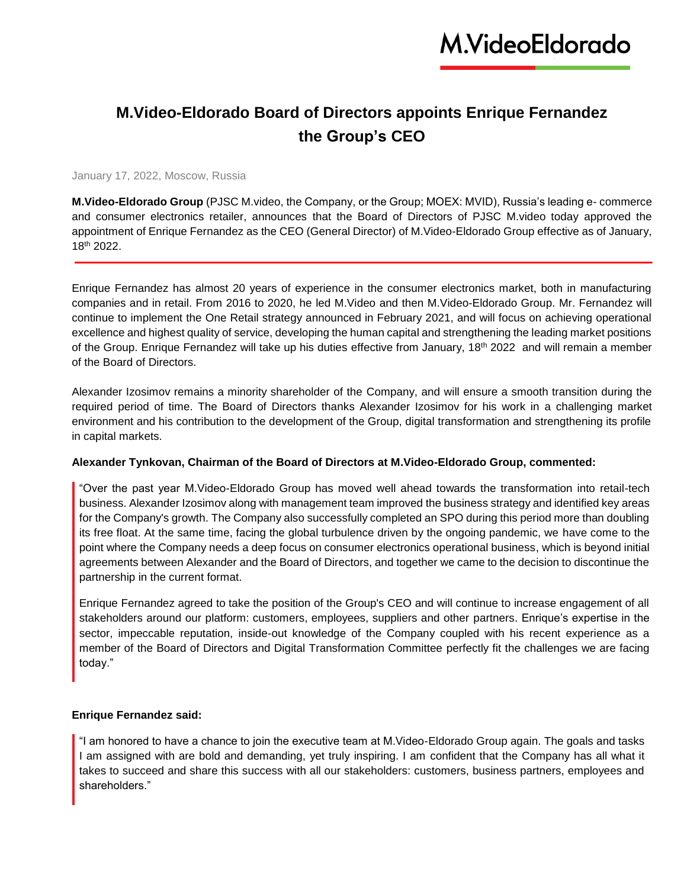# M.Video-Eldorado Board of Directors appoints Enrique Fernandez the Group's CEO

January 17, 2022, Moscow, Russia

**M.Video-Eldorado Group** (PJSC M.video, the Company, or the Group; MOEX: MVID), Russia's leading e- commerce and consumer electronics retailer, announces that the Board of Directors of PJSC M.video today approved the appointment of Enrique Fernandez as the CEO (General Director) of M.Video-Eldorado Group effective as of January, 18th 2022.

---

Enrique Fernandez has almost 20 years of experience in the consumer electronics market, both in manufacturing companies and in retail. From 2016 to 2020, he led M.Video and then M.Video-Eldorado Group. Mr. Fernandez will continue to implement the One Retail strategy announced in February 2021, and will focus on achieving operational excellence and highest quality of service, developing the human capital and strengthening the leading market positions of the Group. Enrique Fernandez will take up his duties effective from January, 18th 2022 and will remain a member of the Board of Directors.

Alexander Izosimov remains a minority shareholder of the Company, and will ensure a smooth transition during the required period of time. The Board of Directors thanks Alexander Izosimov for his work in a challenging market environment and his contribution to the development of the Group, digital transformation and strengthening its profile in capital markets.

**Alexander Tynkovan, Chairman of the Board of Directors at M.Video-Eldorado Group, commented:**

> "Over the past year M.Video-Eldorado Group has moved well ahead towards the transformation into retail-tech business. Alexander Izosimov along with management team improved the business strategy and identified key areas for the Company's growth. The Company also successfully completed an SPO during this period more than doubling its free float. At the same time, facing the global turbulence driven by the ongoing pandemic, we have come to the point where the Company needs a deep focus on consumer electronics operational business, which is beyond initial agreements between Alexander and the Board of Directors, and together we came to the decision to discontinue the partnership in the current format.
>
> Enrique Fernandez agreed to take the position of the Group's CEO and will continue to increase engagement of all stakeholders around our platform: customers, employees, suppliers and other partners. Enrique's expertise in the sector, impeccable reputation, inside-out knowledge of the Company coupled with his recent experience as a member of the Board of Directors and Digital Transformation Committee perfectly fit the challenges we are facing today."

**Enrique Fernandez said:**

> "I am honored to have a chance to join the executive team at M.Video-Eldorado Group again. The goals and tasks I am assigned with are bold and demanding, yet truly inspiring. I am confident that the Company has all what it takes to succeed and share this success with all our stakeholders: customers, business partners, employees and shareholders."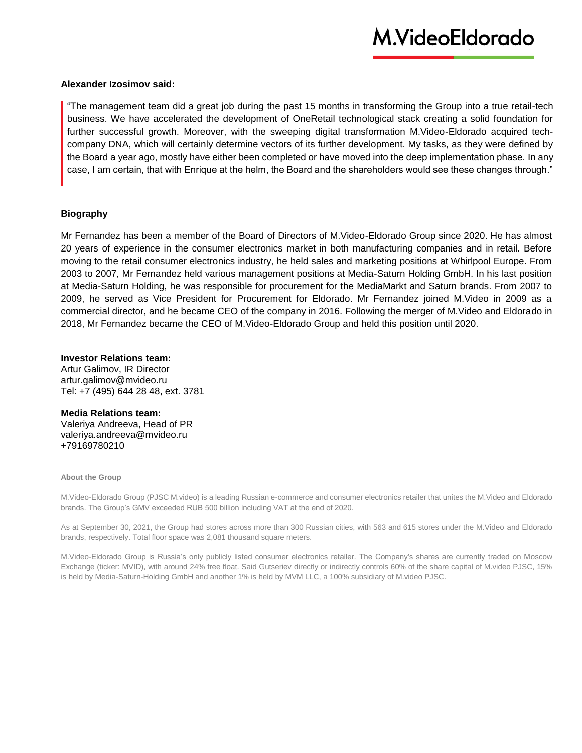**Alexander Izosimov said:**

> "The management team did a great job during the past 15 months in transforming the Group into a true retail-tech business. We have accelerated the development of OneRetail technological stack creating a solid foundation for further successful growth. Moreover, with the sweeping digital transformation M.Video-Eldorado acquired tech-company DNA, which will certainly determine vectors of its further development. My tasks, as they were defined by the Board a year ago, mostly have either been completed or have moved into the deep implementation phase. In any case, I am certain, that with Enrique at the helm, the Board and the shareholders would see these changes through."

**Biography**

Mr Fernandez has been a member of the Board of Directors of M.Video-Eldorado Group since 2020. He has almost 20 years of experience in the consumer electronics market in both manufacturing companies and in retail. Before moving to the retail consumer electronics industry, he held sales and marketing positions at Whirlpool Europe. From 2003 to 2007, Mr Fernandez held various management positions at Media-Saturn Holding GmbH. In his last position at Media-Saturn Holding, he was responsible for procurement for the MediaMarkt and Saturn brands. From 2007 to 2009, he served as Vice President for Procurement for Eldorado. Mr Fernandez joined M.Video in 2009 as a commercial director, and he became CEO of the company in 2016. Following the merger of M.Video and Eldorado in 2018, Mr Fernandez became the CEO of M.Video-Eldorado Group and held this position until 2020.

**Investor Relations team:**
Artur Galimov, IR Director
artur.galimov@mvideo.ru
Tel: +7 (495) 644 28 48, ext. 3781

**Media Relations team:**
Valeriya Andreeva, Head of PR
valeriya.andreeva@mvideo.ru
+79169780210

**About the Group**

M.Video-Eldorado Group (PJSC M.video) is a leading Russian e-commerce and consumer electronics retailer that unites the M.Video and Eldorado brands. The Group's GMV exceeded RUB 500 billion including VAT at the end of 2020.

As at September 30, 2021, the Group had stores across more than 300 Russian cities, with 563 and 615 stores under the M.Video and Eldorado brands, respectively. Total floor space was 2,081 thousand square meters.

M.Video-Eldorado Group is Russia's only publicly listed consumer electronics retailer. The Company's shares are currently traded on Moscow Exchange (ticker: MVID), with around 24% free float. Said Gutseriev directly or indirectly controls 60% of the share capital of M.video PJSC, 15% is held by Media-Saturn-Holding GmbH and another 1% is held by MVM LLC, a 100% subsidiary of M.video PJSC.